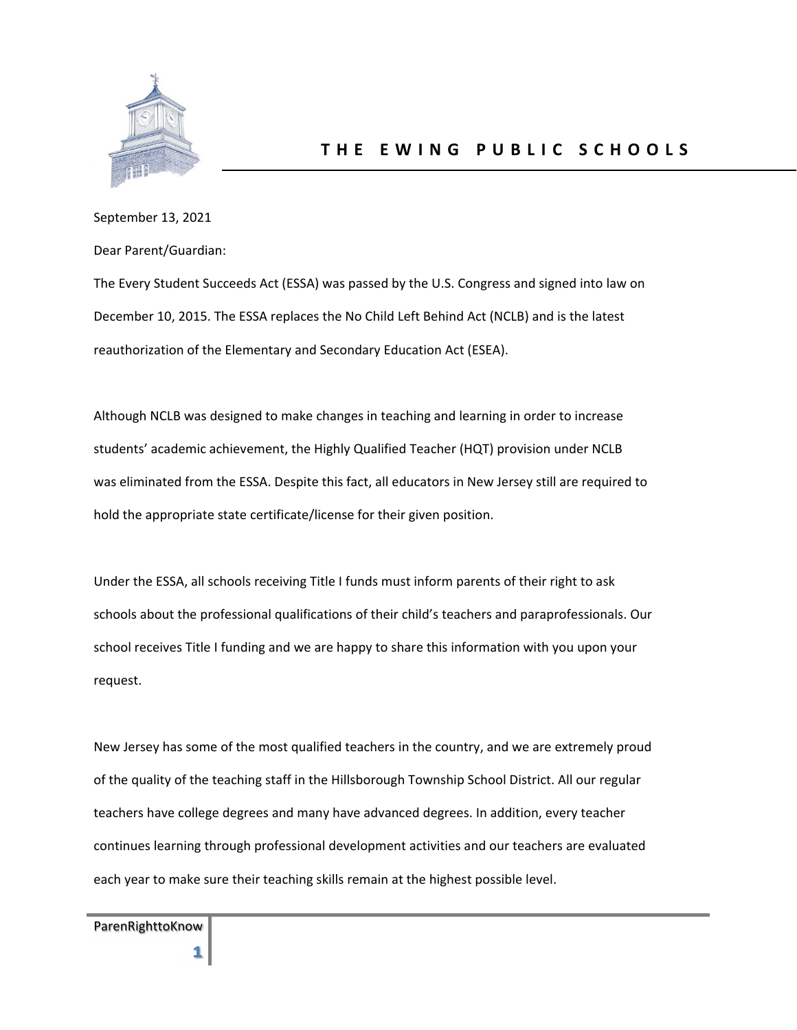# T H E   E W I N G   P U B L I C   S C H O O L S

September 13, 2021

Dear Parent/Guardian:

The Every Student Succeeds Act (ESSA) was passed by the U.S. Congress and signed into law on December 10, 2015. The ESSA replaces the No Child Left Behind Act (NCLB) and is the latest reauthorization of the Elementary and Secondary Education Act (ESEA).

Although NCLB was designed to make changes in teaching and learning in order to increase students' academic achievement, the Highly Qualified Teacher (HQT) provision under NCLB was eliminated from the ESSA. Despite this fact, all educators in New Jersey still are required to hold the appropriate state certificate/license for their given position.

Under the ESSA, all schools receiving Title I funds must inform parents of their right to ask schools about the professional qualifications of their child's teachers and paraprofessionals. Our school receives Title I funding and we are happy to share this information with you upon your request.

New Jersey has some of the most qualified teachers in the country, and we are extremely proud of the quality of the teaching staff in the Hillsborough Township School District. All our regular teachers have college degrees and many have advanced degrees. In addition, every teacher continues learning through professional development activities and our teachers are evaluated each year to make sure their teaching skills remain at the highest possible level.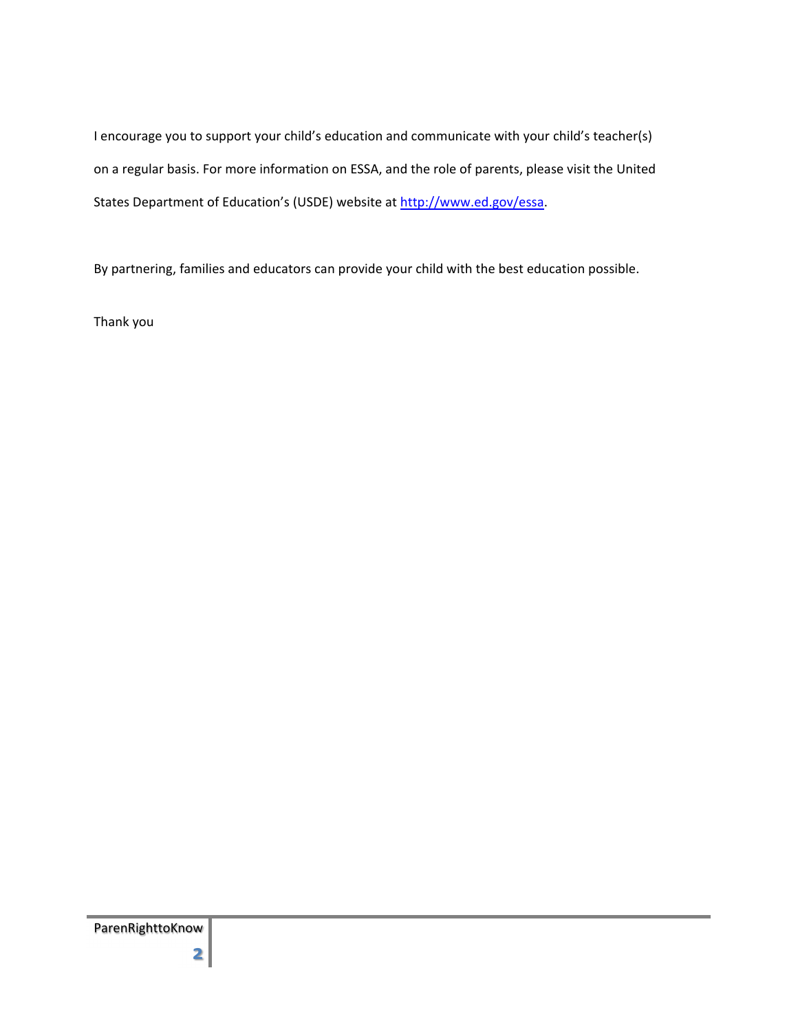I encourage you to support your child's education and communicate with your child's teacher(s) on a regular basis. For more information on ESSA, and the role of parents, please visit the United States Department of Education's (USDE) website at http://www.ed.gov/essa.

By partnering, families and educators can provide your child with the best education possible.

Thank you